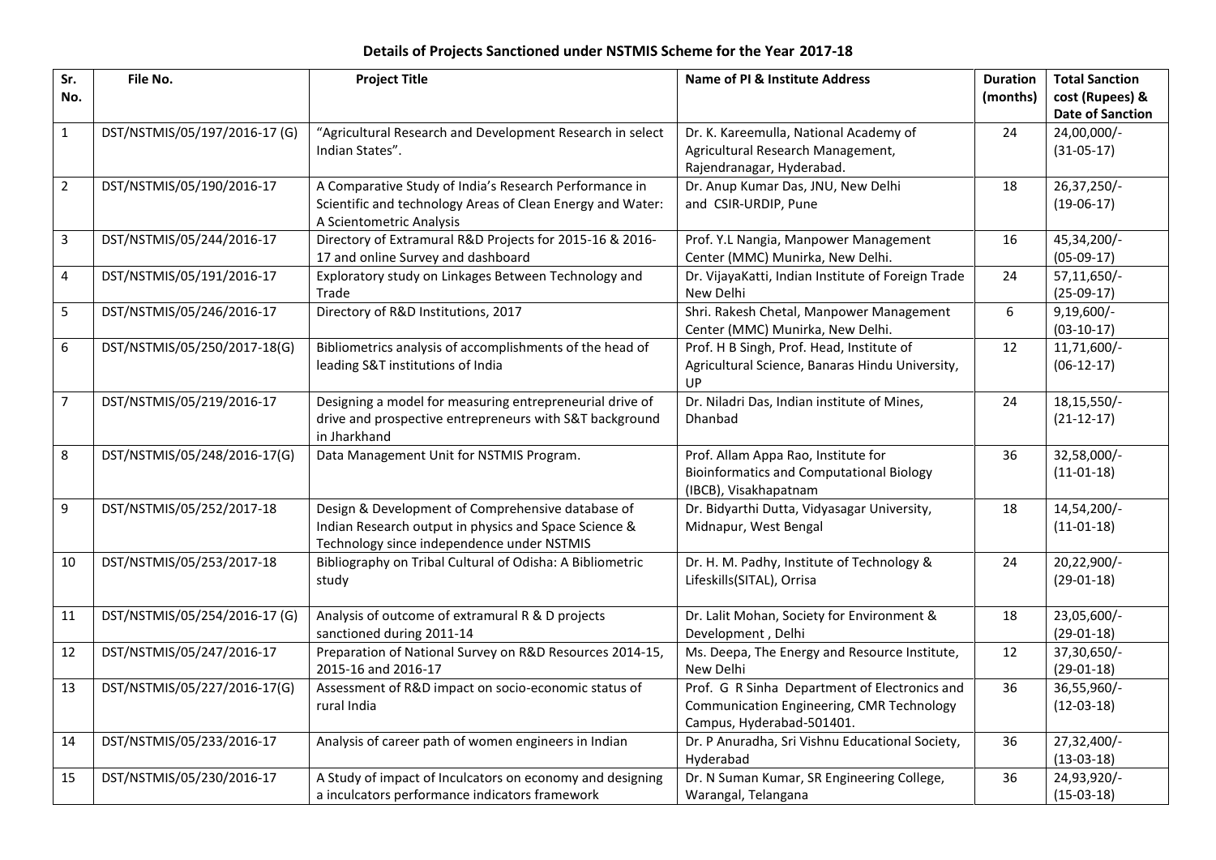**Details of Projects Sanctioned under NSTMIS Scheme for the Year 2017-18**

| Sr. No. | File No. | Project Title | Name of PI & Institute Address | Duration (months) | Total Sanction cost (Rupees) & Date of Sanction |
|---|---|---|---|---|---|
| 1 | DST/NSTMIS/05/197/2016-17 (G) | "Agricultural Research and Development Research in select Indian States". | Dr. K. Kareemulla, National Academy of Agricultural Research Management, Rajendranagar, Hyderabad. | 24 | 24,00,000/- (31-05-17) |
| 2 | DST/NSTMIS/05/190/2016-17 | A Comparative Study of India's Research Performance in Scientific and technology Areas of Clean Energy and Water: A Scientometric Analysis | Dr. Anup Kumar Das, JNU, New Delhi and CSIR-URDIP, Pune | 18 | 26,37,250/- (19-06-17) |
| 3 | DST/NSTMIS/05/244/2016-17 | Directory of Extramural R&D Projects for 2015-16 & 2016-17 and online Survey and dashboard | Prof. Y.L Nangia, Manpower Management Center (MMC) Munirka, New Delhi. | 16 | 45,34,200/- (05-09-17) |
| 4 | DST/NSTMIS/05/191/2016-17 | Exploratory study on Linkages Between Technology and Trade | Dr. VijayaKatti, Indian Institute of Foreign Trade New Delhi | 24 | 57,11,650/- (25-09-17) |
| 5 | DST/NSTMIS/05/246/2016-17 | Directory of R&D Institutions, 2017 | Shri. Rakesh Chetal, Manpower Management Center (MMC) Munirka, New Delhi. | 6 | 9,19,600/- (03-10-17) |
| 6 | DST/NSTMIS/05/250/2017-18(G) | Bibliometrics analysis of accomplishments of the head of leading S&T institutions of India | Prof. H B Singh, Prof. Head, Institute of Agricultural Science, Banaras Hindu University, UP | 12 | 11,71,600/- (06-12-17) |
| 7 | DST/NSTMIS/05/219/2016-17 | Designing a model for measuring entrepreneurial drive of drive and prospective entrepreneurs with S&T background in Jharkhand | Dr. Niladri Das, Indian institute of Mines, Dhanbad | 24 | 18,15,550/- (21-12-17) |
| 8 | DST/NSTMIS/05/248/2016-17(G) | Data Management Unit for NSTMIS Program. | Prof. Allam Appa Rao, Institute for Bioinformatics and Computational Biology (IBCB), Visakhapatnam | 36 | 32,58,000/- (11-01-18) |
| 9 | DST/NSTMIS/05/252/2017-18 | Design & Development of Comprehensive database of Indian Research output in physics and Space Science & Technology since independence under NSTMIS | Dr. Bidyarthi Dutta, Vidyasagar University, Midnapur, West Bengal | 18 | 14,54,200/- (11-01-18) |
| 10 | DST/NSTMIS/05/253/2017-18 | Bibliography on Tribal Cultural of Odisha: A Bibliometric study | Dr. H. M. Padhy, Institute of Technology & Lifeskills(SITAL), Orrisa | 24 | 20,22,900/- (29-01-18) |
| 11 | DST/NSTMIS/05/254/2016-17 (G) | Analysis of outcome of extramural R & D projects sanctioned during 2011-14 | Dr. Lalit Mohan, Society for Environment & Development , Delhi | 18 | 23,05,600/- (29-01-18) |
| 12 | DST/NSTMIS/05/247/2016-17 | Preparation of National Survey on R&D Resources 2014-15, 2015-16 and 2016-17 | Ms. Deepa, The Energy and Resource Institute, New Delhi | 12 | 37,30,650/- (29-01-18) |
| 13 | DST/NSTMIS/05/227/2016-17(G) | Assessment of R&D impact on socio-economic status of rural India | Prof. G R Sinha Department of Electronics and Communication Engineering, CMR Technology Campus, Hyderabad-501401. | 36 | 36,55,960/- (12-03-18) |
| 14 | DST/NSTMIS/05/233/2016-17 | Analysis of career path of women engineers in Indian | Dr. P Anuradha, Sri Vishnu Educational Society, Hyderabad | 36 | 27,32,400/- (13-03-18) |
| 15 | DST/NSTMIS/05/230/2016-17 | A Study of impact of Inculcators on economy and designing a inculcators performance indicators framework | Dr. N Suman Kumar, SR Engineering College, Warangal, Telangana | 36 | 24,93,920/- (15-03-18) |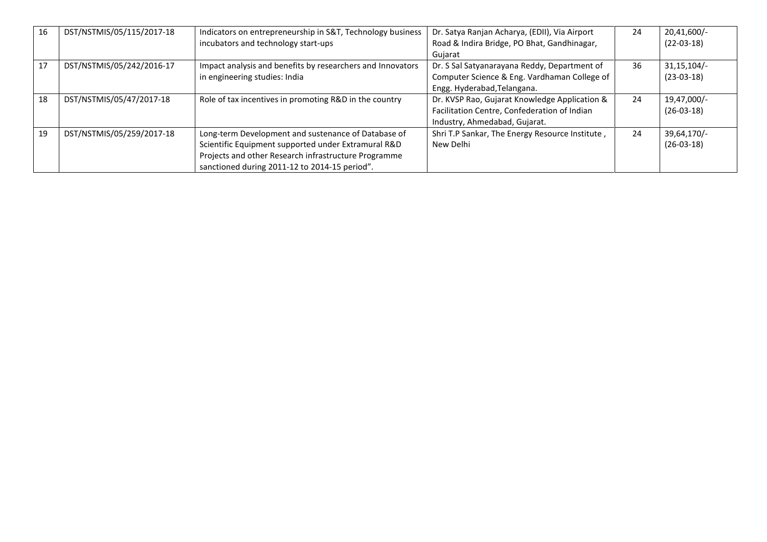| | | | | | |
|---|---|---|---|---|---|
| 16 | DST/NSTMIS/05/115/2017-18 | Indicators on entrepreneurship in S&T, Technology business incubators and technology start-ups | Dr. Satya Ranjan Acharya, (EDII), Via Airport Road & Indira Bridge, PO Bhat, Gandhinagar, Gujarat | 24 | 20,41,600/- (22-03-18) |
| 17 | DST/NSTMIS/05/242/2016-17 | Impact analysis and benefits by researchers and Innovators in engineering studies: India | Dr. S Sal Satyanarayana Reddy, Department of Computer Science & Eng. Vardhaman College of Engg. Hyderabad,Telangana. | 36 | 31,15,104/- (23-03-18) |
| 18 | DST/NSTMIS/05/47/2017-18 | Role of tax incentives in promoting R&D in the country | Dr. KVSP Rao, Gujarat Knowledge Application & Facilitation Centre, Confederation of Indian Industry, Ahmedabad, Gujarat. | 24 | 19,47,000/- (26-03-18) |
| 19 | DST/NSTMIS/05/259/2017-18 | Long-term Development and sustenance of Database of Scientific Equipment supported under Extramural R&D Projects and other Research infrastructure Programme sanctioned during 2011-12 to 2014-15 period". | Shri T.P Sankar, The Energy Resource Institute , New Delhi | 24 | 39,64,170/- (26-03-18) |